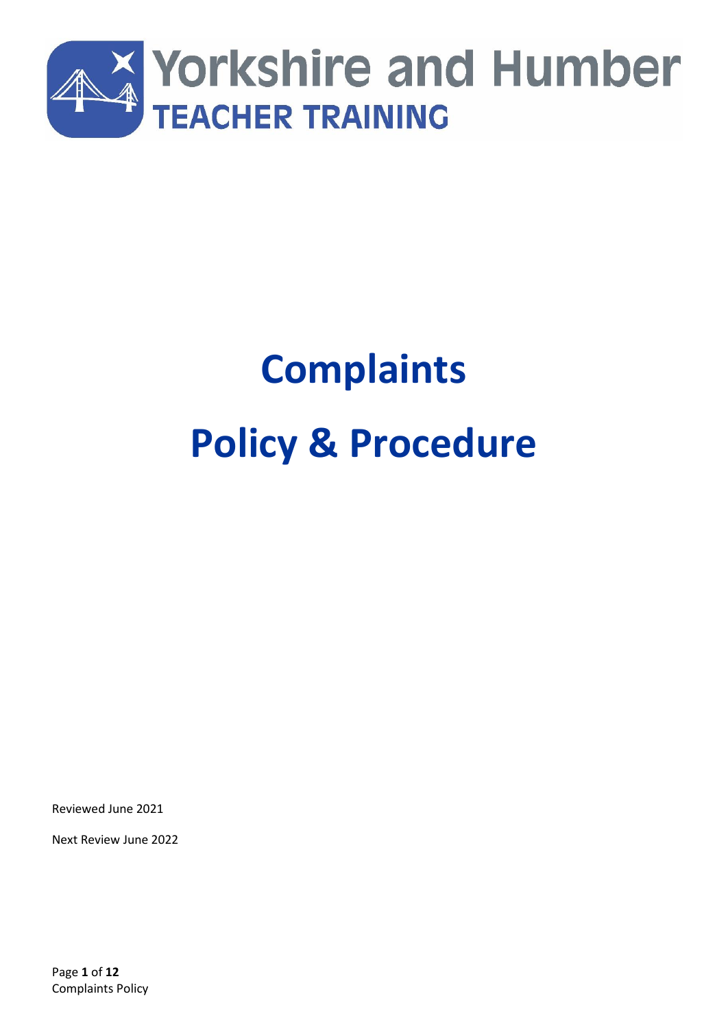Yorkshire and Humber

TEACHER TRAINING

# Complaints

# Policy & Procedure

Reviewed June 2021

Next Review June 2022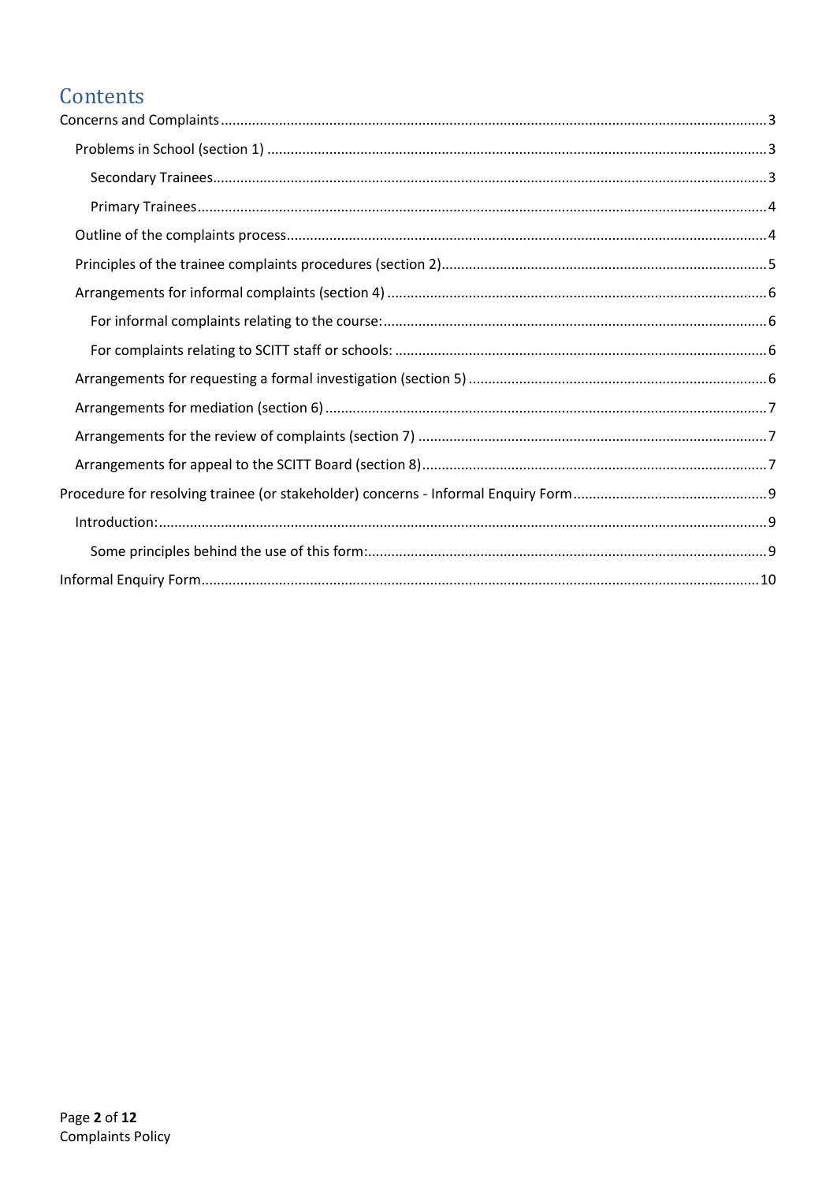# Contents

Concerns and Complaints........................................................3

- Problems in School (section 1).........................................3
  - Secondary Trainees...............................................3
  - Primary Trainees..................................................4
- Outline of the complaints process......................................4
- Principles of the trainee complaints procedures (section 2).............5
- Arrangements for informal complaints (section 4).......................6
  - For informal complaints relating to the course:....................6
  - For complaints relating to SCITT staff or schools:.................6
- Arrangements for requesting a formal investigation (section 5).........6
- Arrangements for mediation (section 6).................................7
- Arrangements for the review of complaints (section 7)..................7
- Arrangements for appeal to the SCITT Board (section 8).................7

Procedure for resolving trainee (or stakeholder) concerns - Informal Enquiry Form.........9

- Introduction:..........................................................9
  - Some principles behind the use of this form:.......................9

Informal Enquiry Form..........................................................10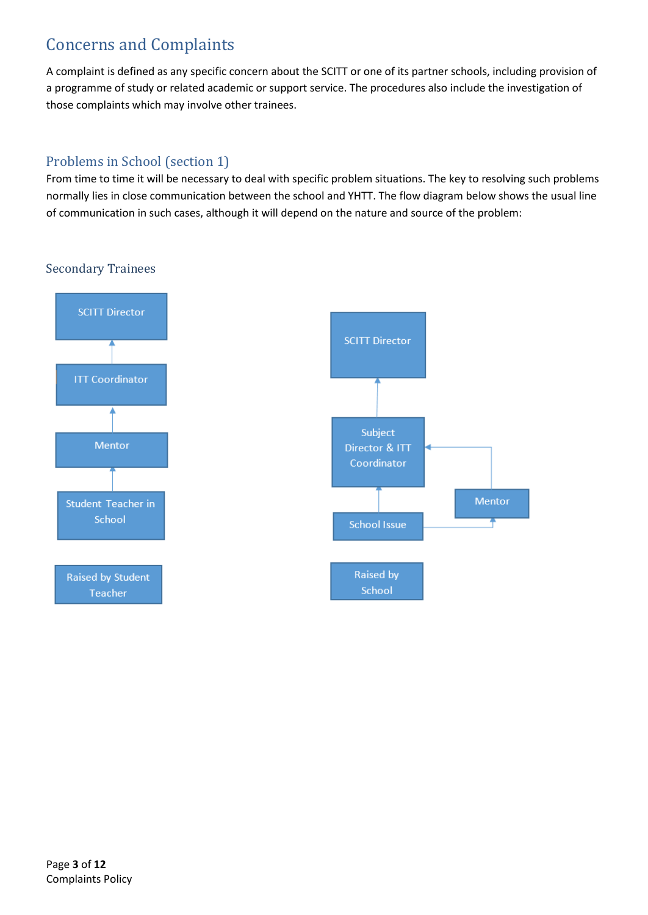## Concerns and Complaints

A complaint is defined as any specific concern about the SCITT or one of its partner schools, including provision of a programme of study or related academic or support service. The procedures also include the investigation of those complaints which may involve other trainees.

### Problems in School (section 1)

From time to time it will be necessary to deal with specific problem situations. The key to resolving such problems normally lies in close communication between the school and YHTT. The flow diagram below shows the usual line of communication in such cases, although it will depend on the nature and source of the problem:

#### Secondary Trainees

SCITT Director

ITT Coordinator

Mentor

Student Teacher in School

Raised by Student Teacher

SCITT Director

Subject Director & ITT Coordinator

Mentor

School Issue

Raised by School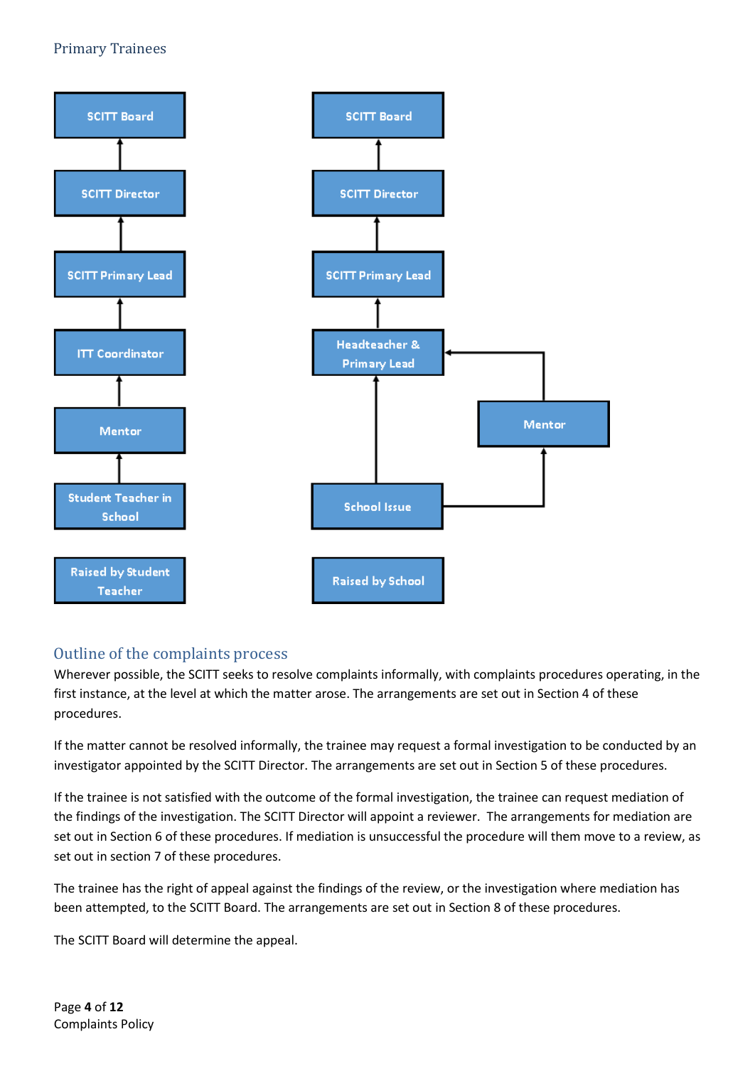## Primary Trainees

SCITT Board

SCITT Director

SCITT Primary Lead

ITT Coordinator

Mentor

Student Teacher in School

Raised by Student Teacher

SCITT Board

SCITT Director

SCITT Primary Lead

Headteacher & Primary Lead

Mentor

School Issue

Raised by School

## Outline of the complaints process

Wherever possible, the SCITT seeks to resolve complaints informally, with complaints procedures operating, in the first instance, at the level at which the matter arose. The arrangements are set out in Section 4 of these procedures.

If the matter cannot be resolved informally, the trainee may request a formal investigation to be conducted by an investigator appointed by the SCITT Director. The arrangements are set out in Section 5 of these procedures.

If the trainee is not satisfied with the outcome of the formal investigation, the trainee can request mediation of the findings of the investigation. The SCITT Director will appoint a reviewer. The arrangements for mediation are set out in Section 6 of these procedures. If mediation is unsuccessful the procedure will them move to a review, as set out in section 7 of these procedures.

The trainee has the right of appeal against the findings of the review, or the investigation where mediation has been attempted, to the SCITT Board. The arrangements are set out in Section 8 of these procedures.

The SCITT Board will determine the appeal.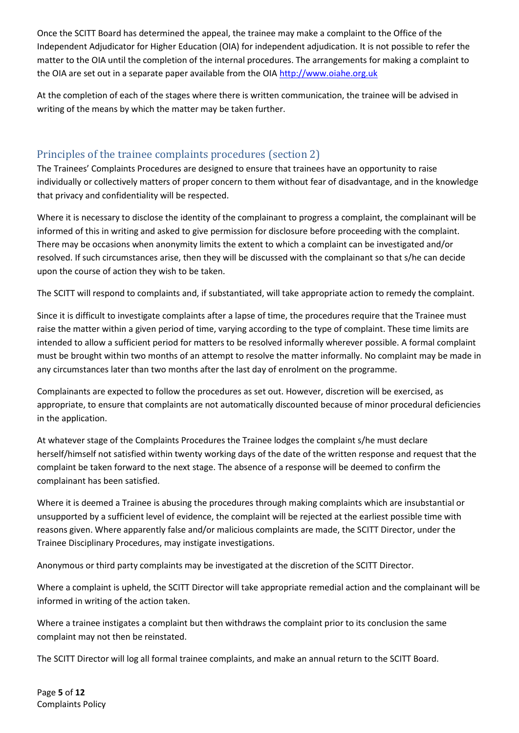Once the SCITT Board has determined the appeal, the trainee may make a complaint to the Office of the Independent Adjudicator for Higher Education (OIA) for independent adjudication. It is not possible to refer the matter to the OIA until the completion of the internal procedures. The arrangements for making a complaint to the OIA are set out in a separate paper available from the OIA [http://www.oiahe.org.uk](http://www.oiahe.org.uk)

At the completion of each of the stages where there is written communication, the trainee will be advised in writing of the means by which the matter may be taken further.

## Principles of the trainee complaints procedures (section 2)

The Trainees' Complaints Procedures are designed to ensure that trainees have an opportunity to raise individually or collectively matters of proper concern to them without fear of disadvantage, and in the knowledge that privacy and confidentiality will be respected.

Where it is necessary to disclose the identity of the complainant to progress a complaint, the complainant will be informed of this in writing and asked to give permission for disclosure before proceeding with the complaint. There may be occasions when anonymity limits the extent to which a complaint can be investigated and/or resolved. If such circumstances arise, then they will be discussed with the complainant so that s/he can decide upon the course of action they wish to be taken.

The SCITT will respond to complaints and, if substantiated, will take appropriate action to remedy the complaint.

Since it is difficult to investigate complaints after a lapse of time, the procedures require that the Trainee must raise the matter within a given period of time, varying according to the type of complaint. These time limits are intended to allow a sufficient period for matters to be resolved informally wherever possible. A formal complaint must be brought within two months of an attempt to resolve the matter informally. No complaint may be made in any circumstances later than two months after the last day of enrolment on the programme.

Complainants are expected to follow the procedures as set out. However, discretion will be exercised, as appropriate, to ensure that complaints are not automatically discounted because of minor procedural deficiencies in the application.

At whatever stage of the Complaints Procedures the Trainee lodges the complaint s/he must declare herself/himself not satisfied within twenty working days of the date of the written response and request that the complaint be taken forward to the next stage. The absence of a response will be deemed to confirm the complainant has been satisfied.

Where it is deemed a Trainee is abusing the procedures through making complaints which are insubstantial or unsupported by a sufficient level of evidence, the complaint will be rejected at the earliest possible time with reasons given. Where apparently false and/or malicious complaints are made, the SCITT Director, under the Trainee Disciplinary Procedures, may instigate investigations.

Anonymous or third party complaints may be investigated at the discretion of the SCITT Director.

Where a complaint is upheld, the SCITT Director will take appropriate remedial action and the complainant will be informed in writing of the action taken.

Where a trainee instigates a complaint but then withdraws the complaint prior to its conclusion the same complaint may not then be reinstated.

The SCITT Director will log all formal trainee complaints, and make an annual return to the SCITT Board.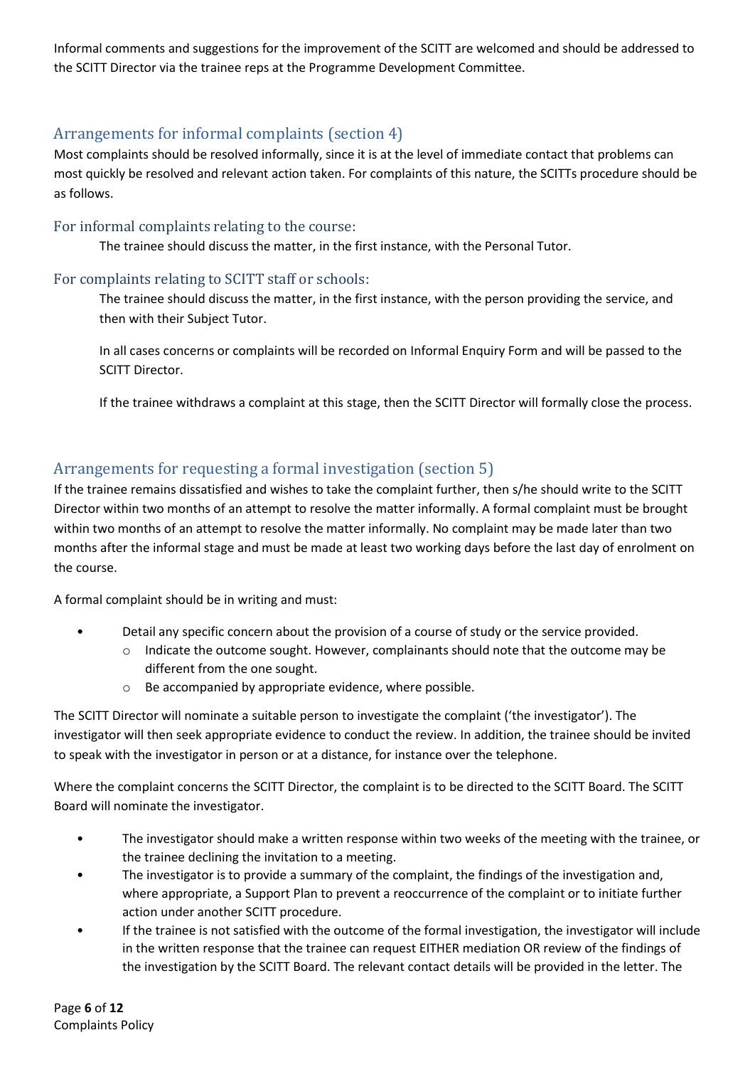Informal comments and suggestions for the improvement of the SCITT are welcomed and should be addressed to the SCITT Director via the trainee reps at the Programme Development Committee.

## Arrangements for informal complaints (section 4)

Most complaints should be resolved informally, since it is at the level of immediate contact that problems can most quickly be resolved and relevant action taken. For complaints of this nature, the SCITTs procedure should be as follows.

### For informal complaints relating to the course:

The trainee should discuss the matter, in the first instance, with the Personal Tutor.

### For complaints relating to SCITT staff or schools:

The trainee should discuss the matter, in the first instance, with the person providing the service, and then with their Subject Tutor.

In all cases concerns or complaints will be recorded on Informal Enquiry Form and will be passed to the SCITT Director.

If the trainee withdraws a complaint at this stage, then the SCITT Director will formally close the process.

## Arrangements for requesting a formal investigation (section 5)

If the trainee remains dissatisfied and wishes to take the complaint further, then s/he should write to the SCITT Director within two months of an attempt to resolve the matter informally. A formal complaint must be brought within two months of an attempt to resolve the matter informally. No complaint may be made later than two months after the informal stage and must be made at least two working days before the last day of enrolment on the course.

A formal complaint should be in writing and must:

- Detail any specific concern about the provision of a course of study or the service provided.
  - Indicate the outcome sought. However, complainants should note that the outcome may be different from the one sought.
  - Be accompanied by appropriate evidence, where possible.

The SCITT Director will nominate a suitable person to investigate the complaint ('the investigator'). The investigator will then seek appropriate evidence to conduct the review. In addition, the trainee should be invited to speak with the investigator in person or at a distance, for instance over the telephone.

Where the complaint concerns the SCITT Director, the complaint is to be directed to the SCITT Board. The SCITT Board will nominate the investigator.

- The investigator should make a written response within two weeks of the meeting with the trainee, or the trainee declining the invitation to a meeting.
- The investigator is to provide a summary of the complaint, the findings of the investigation and, where appropriate, a Support Plan to prevent a reoccurrence of the complaint or to initiate further action under another SCITT procedure.
- If the trainee is not satisfied with the outcome of the formal investigation, the investigator will include in the written response that the trainee can request EITHER mediation OR review of the findings of the investigation by the SCITT Board. The relevant contact details will be provided in the letter. The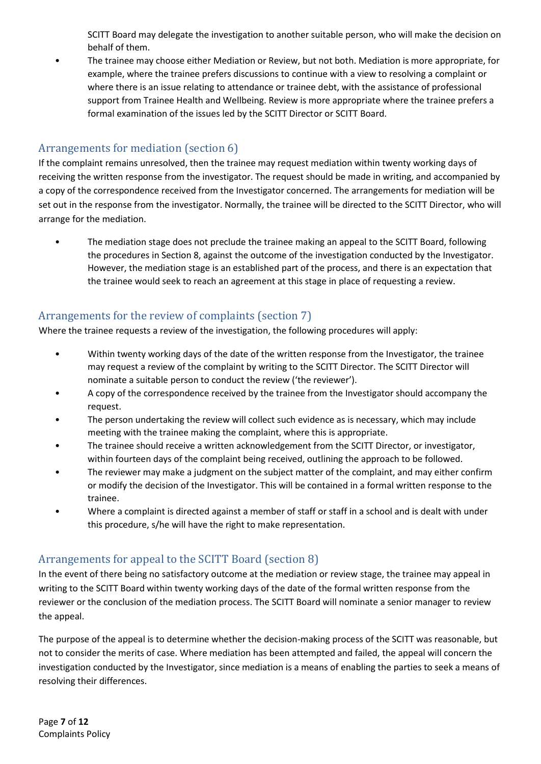SCITT Board may delegate the investigation to another suitable person, who will make the decision on behalf of them.

- The trainee may choose either Mediation or Review, but not both. Mediation is more appropriate, for example, where the trainee prefers discussions to continue with a view to resolving a complaint or where there is an issue relating to attendance or trainee debt, with the assistance of professional support from Trainee Health and Wellbeing. Review is more appropriate where the trainee prefers a formal examination of the issues led by the SCITT Director or SCITT Board.

## Arrangements for mediation (section 6)

If the complaint remains unresolved, then the trainee may request mediation within twenty working days of receiving the written response from the investigator. The request should be made in writing, and accompanied by a copy of the correspondence received from the Investigator concerned. The arrangements for mediation will be set out in the response from the investigator. Normally, the trainee will be directed to the SCITT Director, who will arrange for the mediation.

- The mediation stage does not preclude the trainee making an appeal to the SCITT Board, following the procedures in Section 8, against the outcome of the investigation conducted by the Investigator. However, the mediation stage is an established part of the process, and there is an expectation that the trainee would seek to reach an agreement at this stage in place of requesting a review.

## Arrangements for the review of complaints (section 7)

Where the trainee requests a review of the investigation, the following procedures will apply:

- Within twenty working days of the date of the written response from the Investigator, the trainee may request a review of the complaint by writing to the SCITT Director. The SCITT Director will nominate a suitable person to conduct the review ('the reviewer').
- A copy of the correspondence received by the trainee from the Investigator should accompany the request.
- The person undertaking the review will collect such evidence as is necessary, which may include meeting with the trainee making the complaint, where this is appropriate.
- The trainee should receive a written acknowledgement from the SCITT Director, or investigator, within fourteen days of the complaint being received, outlining the approach to be followed.
- The reviewer may make a judgment on the subject matter of the complaint, and may either confirm or modify the decision of the Investigator. This will be contained in a formal written response to the trainee.
- Where a complaint is directed against a member of staff or staff in a school and is dealt with under this procedure, s/he will have the right to make representation.

## Arrangements for appeal to the SCITT Board (section 8)

In the event of there being no satisfactory outcome at the mediation or review stage, the trainee may appeal in writing to the SCITT Board within twenty working days of the date of the formal written response from the reviewer or the conclusion of the mediation process. The SCITT Board will nominate a senior manager to review the appeal.

The purpose of the appeal is to determine whether the decision-making process of the SCITT was reasonable, but not to consider the merits of case. Where mediation has been attempted and failed, the appeal will concern the investigation conducted by the Investigator, since mediation is a means of enabling the parties to seek a means of resolving their differences.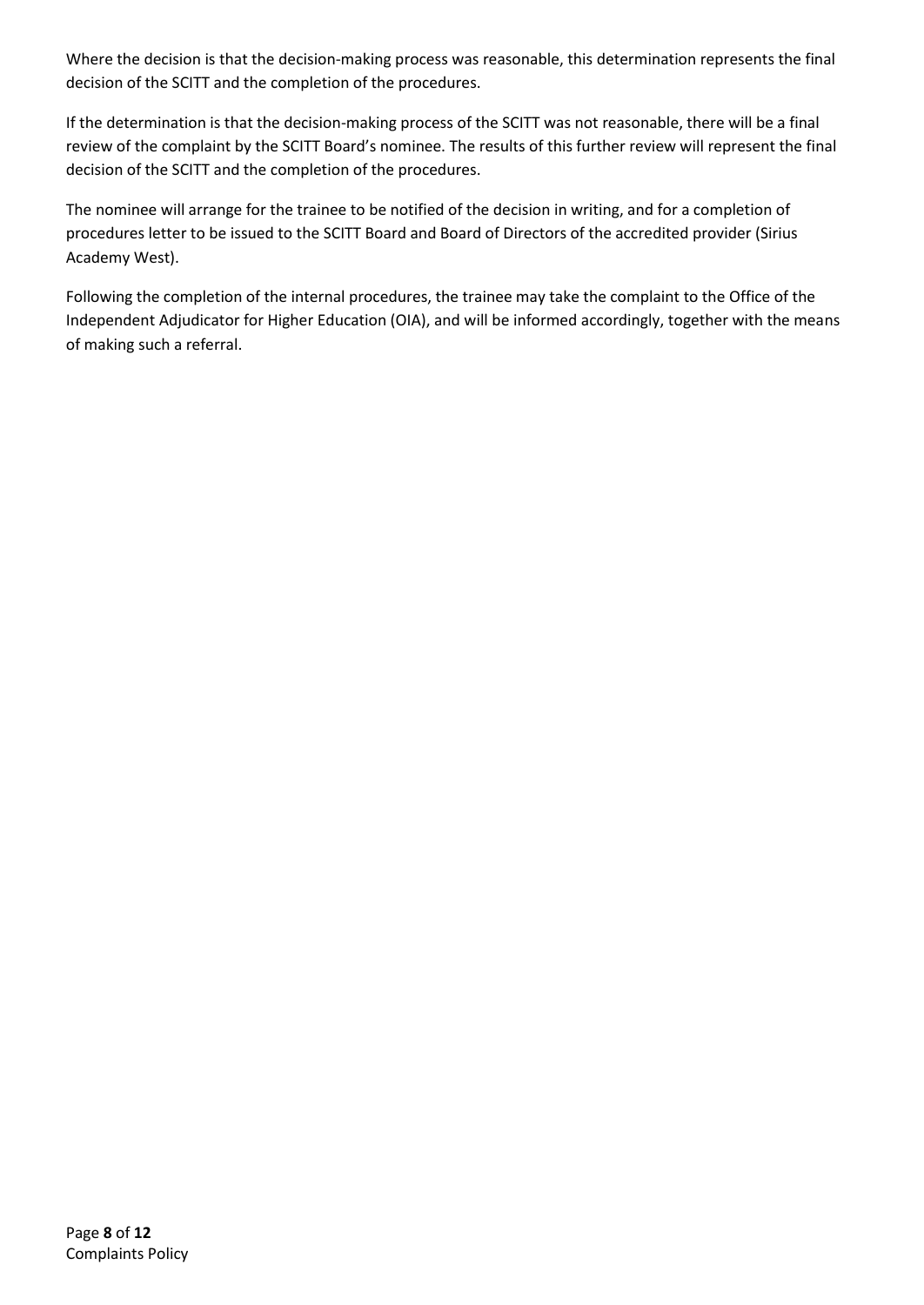Where the decision is that the decision-making process was reasonable, this determination represents the final decision of the SCITT and the completion of the procedures.

If the determination is that the decision-making process of the SCITT was not reasonable, there will be a final review of the complaint by the SCITT Board's nominee. The results of this further review will represent the final decision of the SCITT and the completion of the procedures.

The nominee will arrange for the trainee to be notified of the decision in writing, and for a completion of procedures letter to be issued to the SCITT Board and Board of Directors of the accredited provider (Sirius Academy West).

Following the completion of the internal procedures, the trainee may take the complaint to the Office of the Independent Adjudicator for Higher Education (OIA), and will be informed accordingly, together with the means of making such a referral.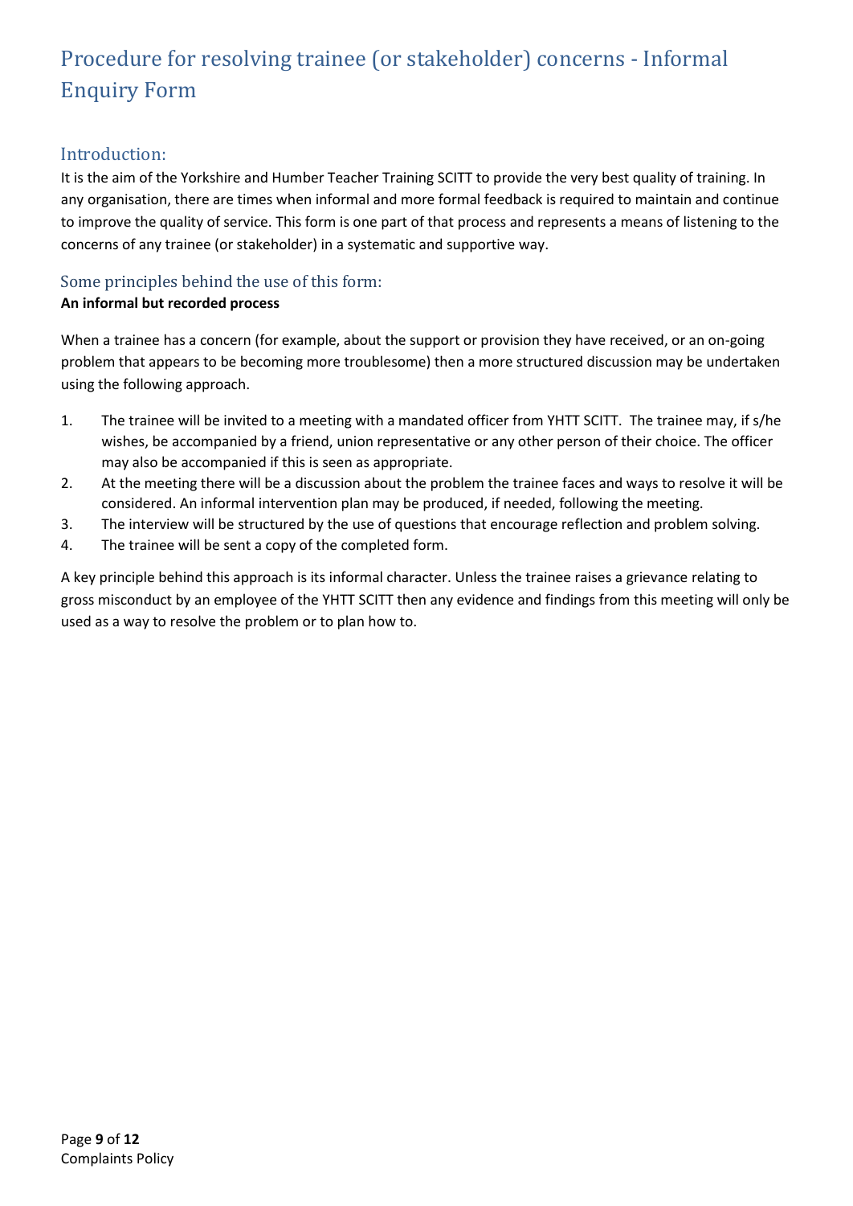# Procedure for resolving trainee (or stakeholder) concerns - Informal Enquiry Form

## Introduction:

It is the aim of the Yorkshire and Humber Teacher Training SCITT to provide the very best quality of training. In any organisation, there are times when informal and more formal feedback is required to maintain and continue to improve the quality of service. This form is one part of that process and represents a means of listening to the concerns of any trainee (or stakeholder) in a systematic and supportive way.

## Some principles behind the use of this form:

**An informal but recorded process**

When a trainee has a concern (for example, about the support or provision they have received, or an on-going problem that appears to be becoming more troublesome) then a more structured discussion may be undertaken using the following approach.

1. The trainee will be invited to a meeting with a mandated officer from YHTT SCITT. The trainee may, if s/he wishes, be accompanied by a friend, union representative or any other person of their choice. The officer may also be accompanied if this is seen as appropriate.
2. At the meeting there will be a discussion about the problem the trainee faces and ways to resolve it will be considered. An informal intervention plan may be produced, if needed, following the meeting.
3. The interview will be structured by the use of questions that encourage reflection and problem solving.
4. The trainee will be sent a copy of the completed form.

A key principle behind this approach is its informal character. Unless the trainee raises a grievance relating to gross misconduct by an employee of the YHTT SCITT then any evidence and findings from this meeting will only be used as a way to resolve the problem or to plan how to.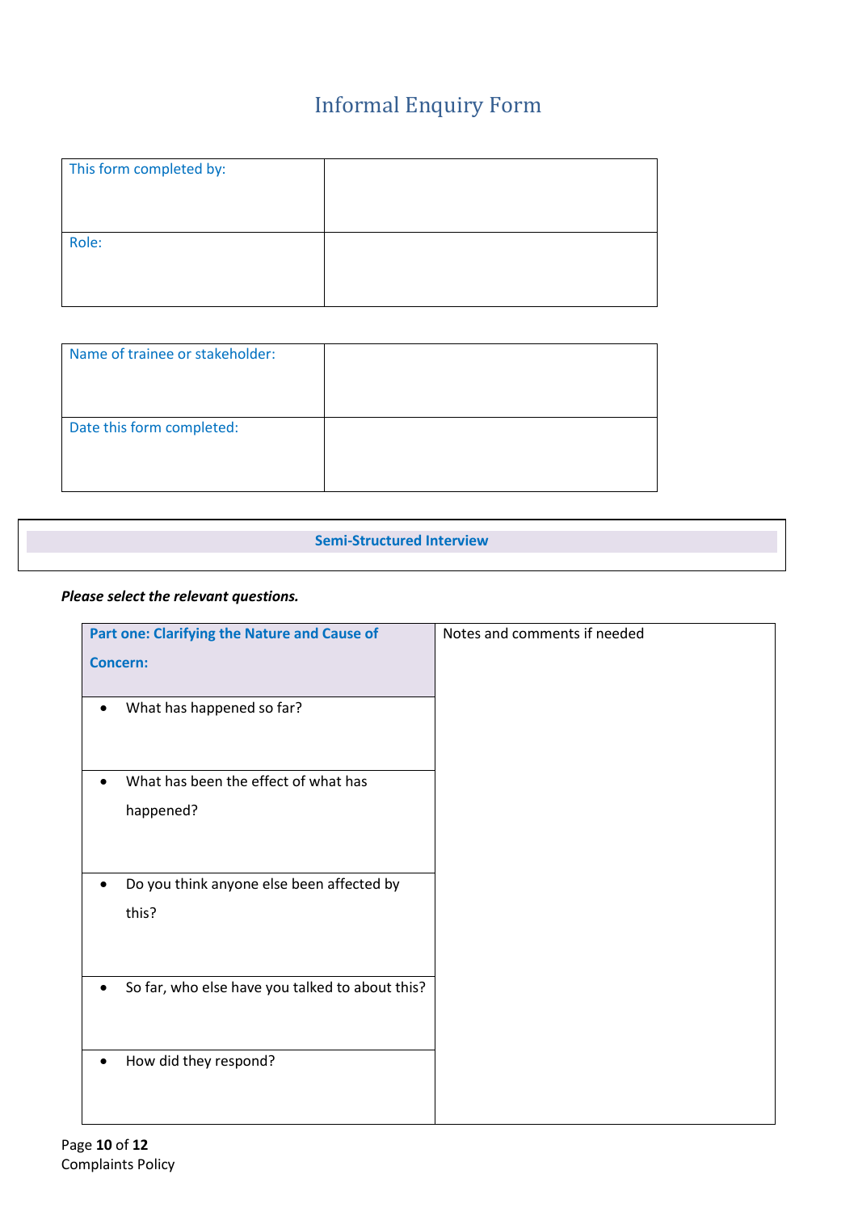# Informal Enquiry Form

| | |
|---|---|
| This form completed by: | |
| Role: | |

| | |
|---|---|
| Name of trainee or stakeholder: | |
| Date this form completed: | |

## Semi-Structured Interview

***Please select the relevant questions.***

| Part one: Clarifying the Nature and Cause of Concern: | Notes and comments if needed |
|---|---|
| • What has happened so far? | |
| • What has been the effect of what has happened? | |
| • Do you think anyone else been affected by this? | |
| • So far, who else have you talked to about this? | |
| • How did they respond? | |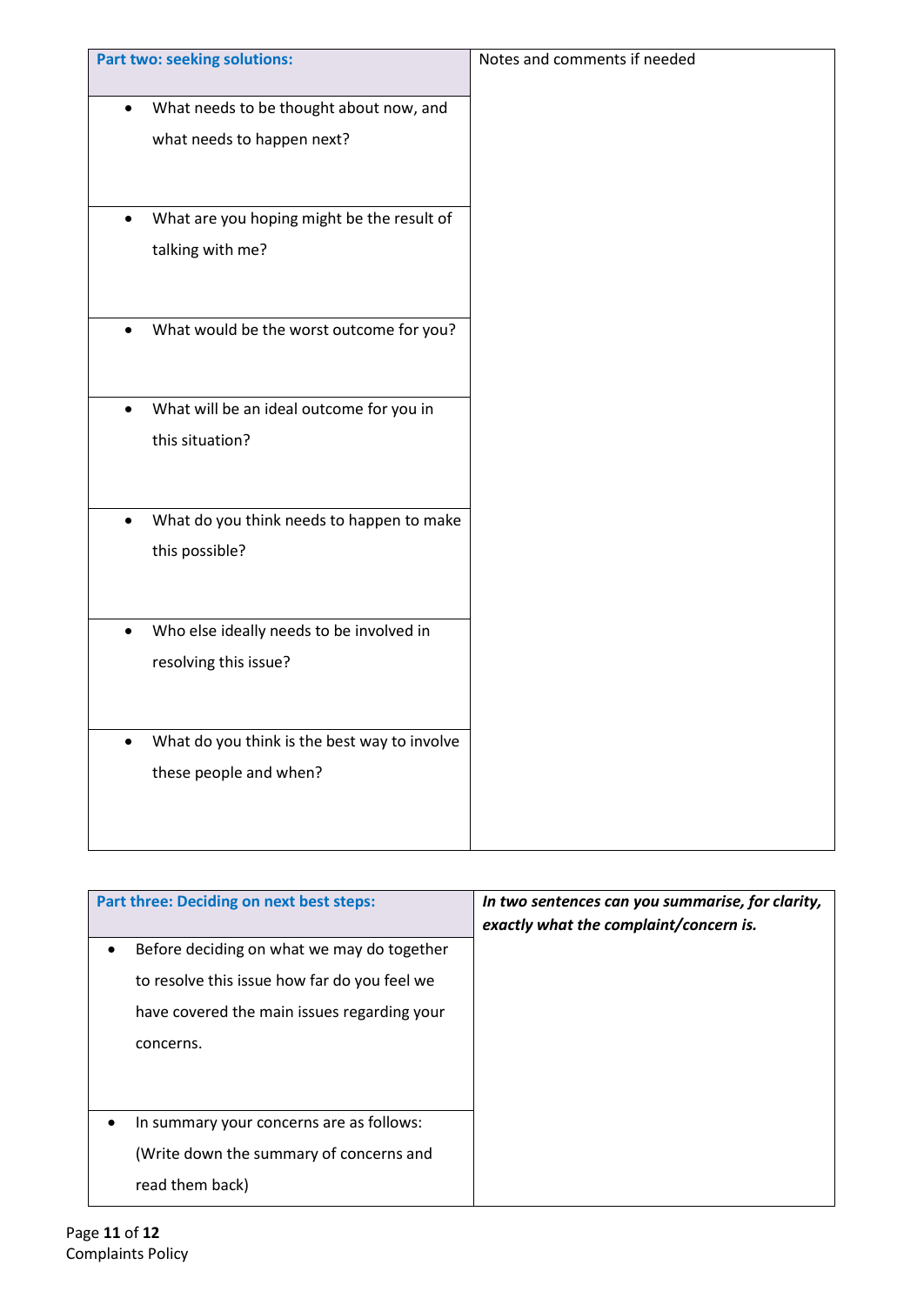| Part two: seeking solutions: | Notes and comments if needed |
| --- | --- |
| • What needs to be thought about now, and what needs to happen next? | |
| • What are you hoping might be the result of talking with me? | |
| • What would be the worst outcome for you? | |
| • What will be an ideal outcome for you in this situation? | |
| • What do you think needs to happen to make this possible? | |
| • Who else ideally needs to be involved in resolving this issue? | |
| • What do you think is the best way to involve these people and when? | |

| Part three: Deciding on next best steps: | ***In two sentences can you summarise, for clarity, exactly what the complaint/concern is.*** |
| --- | --- |
| • Before deciding on what we may do together to resolve this issue how far do you feel we have covered the main issues regarding your concerns. | |
| • In summary your concerns are as follows: (Write down the summary of concerns and read them back) | |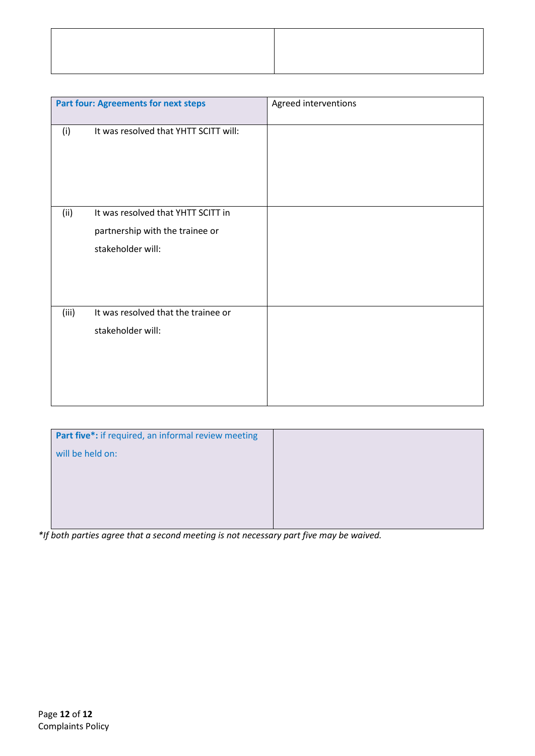| | |
|---|---|
| | |

| Part four: Agreements for next steps | | Agreed interventions |
|---|---|---|
| (i) | It was resolved that YHTT SCITT will: | |
| (ii) | It was resolved that YHTT SCITT in partnership with the trainee or stakeholder will: | |
| (iii) | It was resolved that the trainee or stakeholder will: | |

| | |
|---|---|
| **Part five*:** if required, an informal review meeting will be held on: | |

*\*If both parties agree that a second meeting is not necessary part five may be waived.*

Complaints Policy